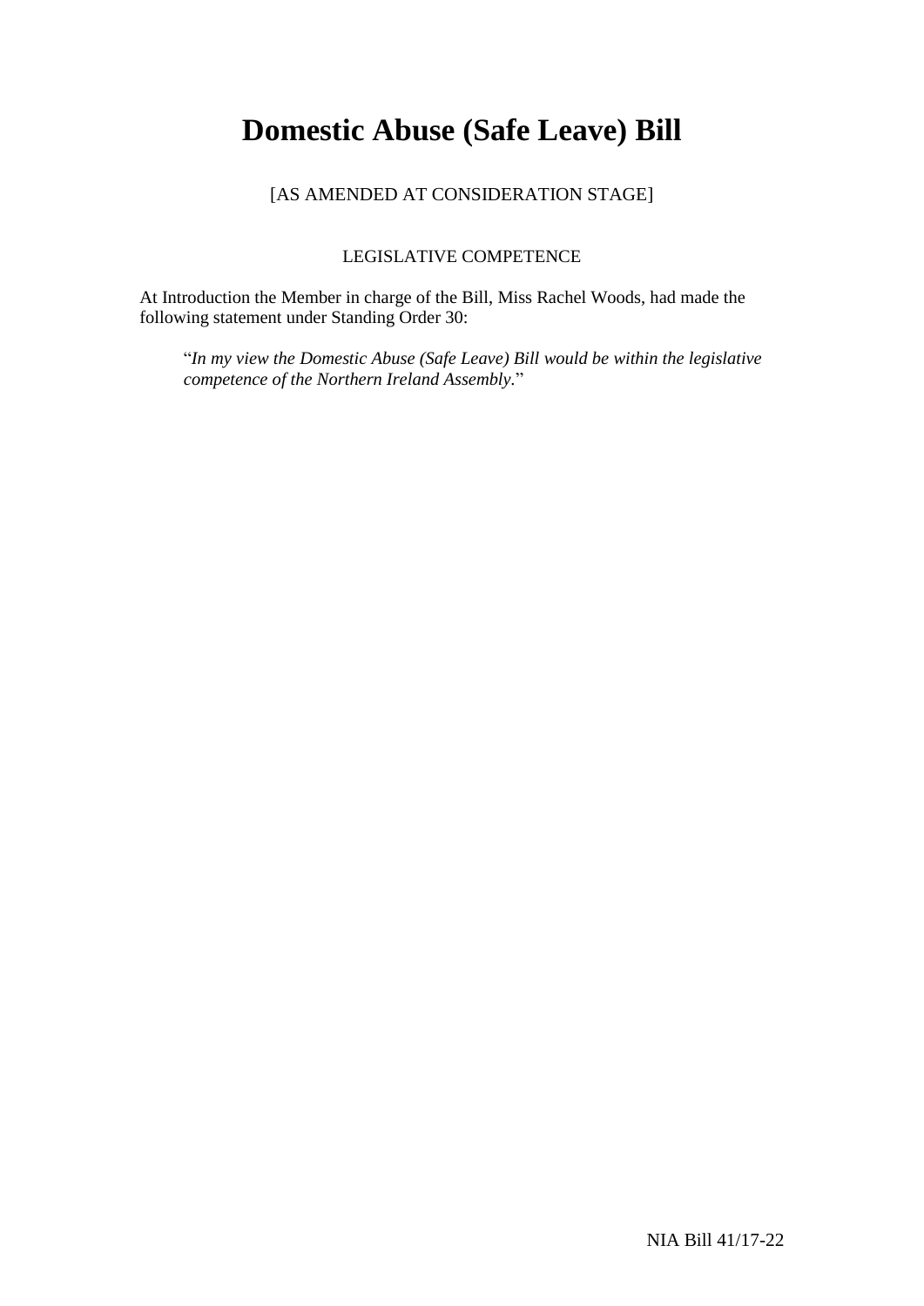# Domestic Abuse (Safe Leave) Bill

[AS AMENDED AT CONSIDERATION STAGE]

LEGISLATIVE COMPETENCE

At Introduction the Member in charge of the Bill, Miss Rachel Woods, had made the following statement under Standing Order 30:

> "*In my view the Domestic Abuse (Safe Leave) Bill would be within the legislative competence of the Northern Ireland Assembly*."

NIA Bill 41/17-22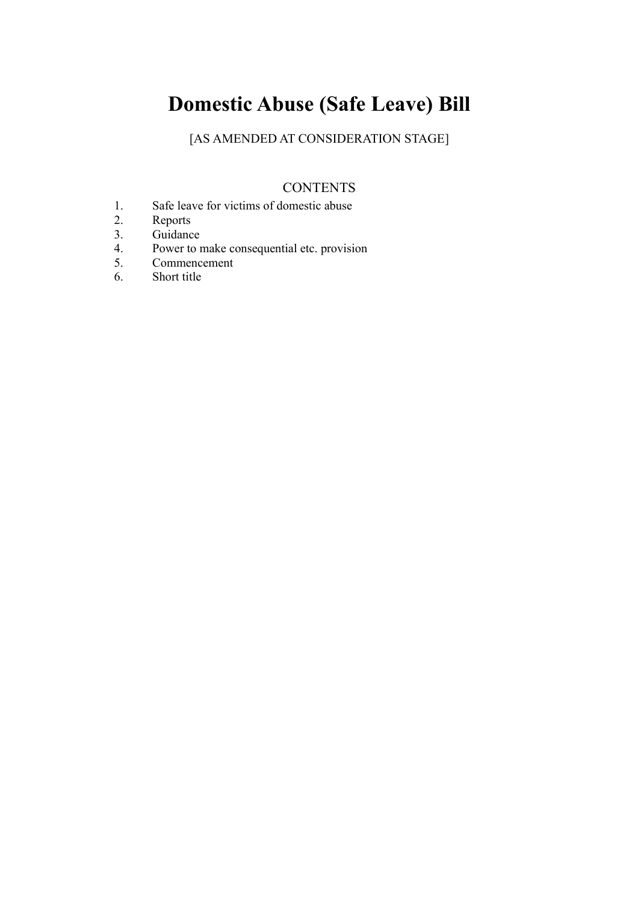# Domestic Abuse (Safe Leave) Bill

[AS AMENDED AT CONSIDERATION STAGE]

## CONTENTS

1. Safe leave for victims of domestic abuse
2. Reports
3. Guidance
4. Power to make consequential etc. provision
5. Commencement
6. Short title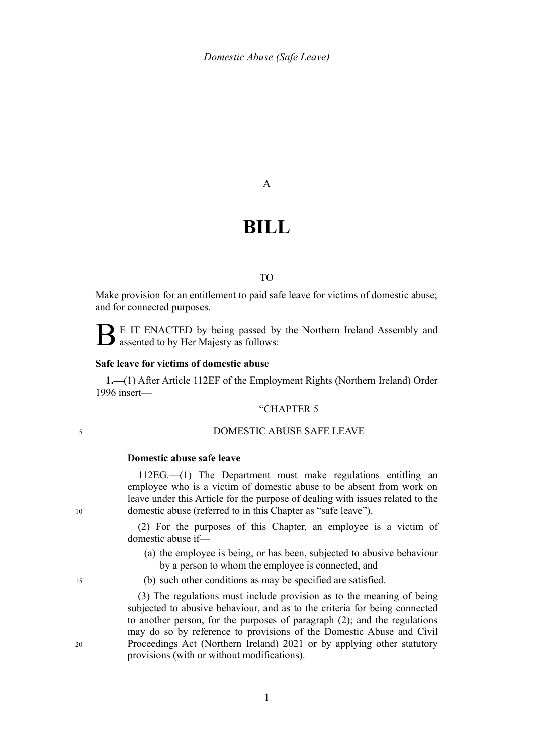*Domestic Abuse (Safe Leave)*

A

# BILL

TO

Make provision for an entitlement to paid safe leave for victims of domestic abuse; and for connected purposes.

BE IT ENACTED by being passed by the Northern Ireland Assembly and assented to by Her Majesty as follows:

**Safe leave for victims of domestic abuse**

**1.—**(1) After Article 112EF of the Employment Rights (Northern Ireland) Order 1996 insert—

"CHAPTER 5

DOMESTIC ABUSE SAFE LEAVE

**Domestic abuse safe leave**

112EG.—(1) The Department must make regulations entitling an employee who is a victim of domestic abuse to be absent from work on leave under this Article for the purpose of dealing with issues related to the domestic abuse (referred to in this Chapter as "safe leave").

(2) For the purposes of this Chapter, an employee is a victim of domestic abuse if—

(a) the employee is being, or has been, subjected to abusive behaviour by a person to whom the employee is connected, and

(b) such other conditions as may be specified are satisfied.

(3) The regulations must include provision as to the meaning of being subjected to abusive behaviour, and as to the criteria for being connected to another person, for the purposes of paragraph (2); and the regulations may do so by reference to provisions of the Domestic Abuse and Civil Proceedings Act (Northern Ireland) 2021 or by applying other statutory provisions (with or without modifications).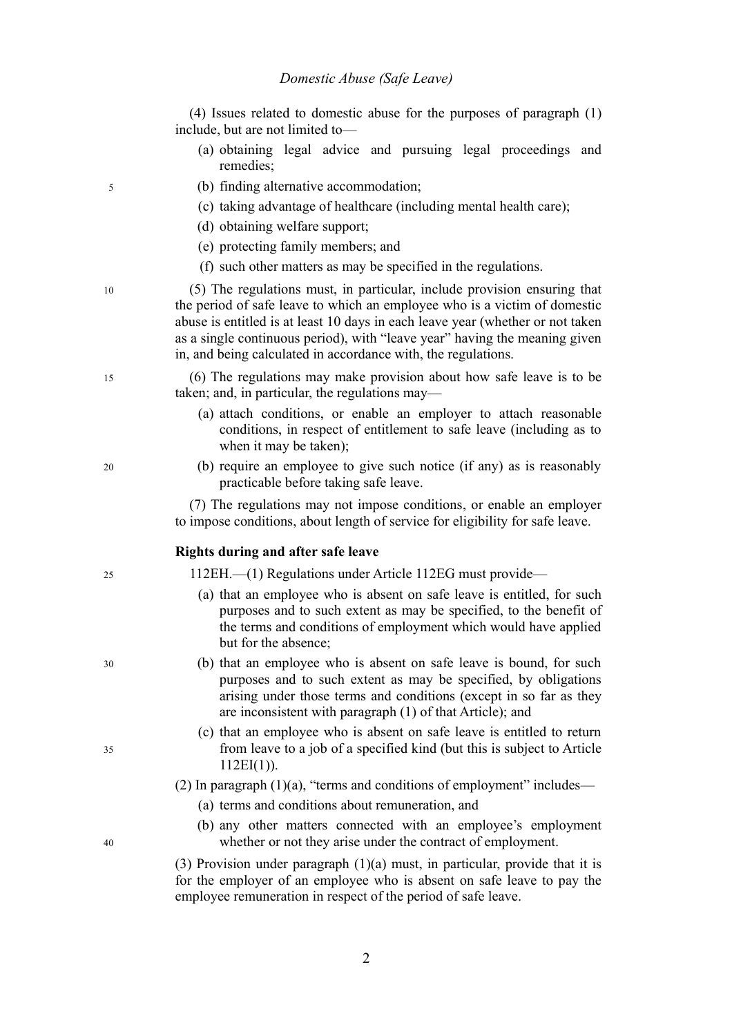(4) Issues related to domestic abuse for the purposes of paragraph (1) include, but are not limited to—

(a) obtaining legal advice and pursuing legal proceedings and remedies;

(b) finding alternative accommodation;

(c) taking advantage of healthcare (including mental health care);

(d) obtaining welfare support;

(e) protecting family members; and

(f) such other matters as may be specified in the regulations.

(5) The regulations must, in particular, include provision ensuring that the period of safe leave to which an employee who is a victim of domestic abuse is entitled is at least 10 days in each leave year (whether or not taken as a single continuous period), with "leave year" having the meaning given in, and being calculated in accordance with, the regulations.

(6) The regulations may make provision about how safe leave is to be taken; and, in particular, the regulations may—

(a) attach conditions, or enable an employer to attach reasonable conditions, in respect of entitlement to safe leave (including as to when it may be taken);

(b) require an employee to give such notice (if any) as is reasonably practicable before taking safe leave.

(7) The regulations may not impose conditions, or enable an employer to impose conditions, about length of service for eligibility for safe leave.

**Rights during and after safe leave**

112EH.—(1) Regulations under Article 112EG must provide—

(a) that an employee who is absent on safe leave is entitled, for such purposes and to such extent as may be specified, to the benefit of the terms and conditions of employment which would have applied but for the absence;

(b) that an employee who is absent on safe leave is bound, for such purposes and to such extent as may be specified, by obligations arising under those terms and conditions (except in so far as they are inconsistent with paragraph (1) of that Article); and

(c) that an employee who is absent on safe leave is entitled to return from leave to a job of a specified kind (but this is subject to Article 112EI(1)).

(2) In paragraph (1)(a), "terms and conditions of employment" includes—

(a) terms and conditions about remuneration, and

(b) any other matters connected with an employee's employment whether or not they arise under the contract of employment.

(3) Provision under paragraph (1)(a) must, in particular, provide that it is for the employer of an employee who is absent on safe leave to pay the employee remuneration in respect of the period of safe leave.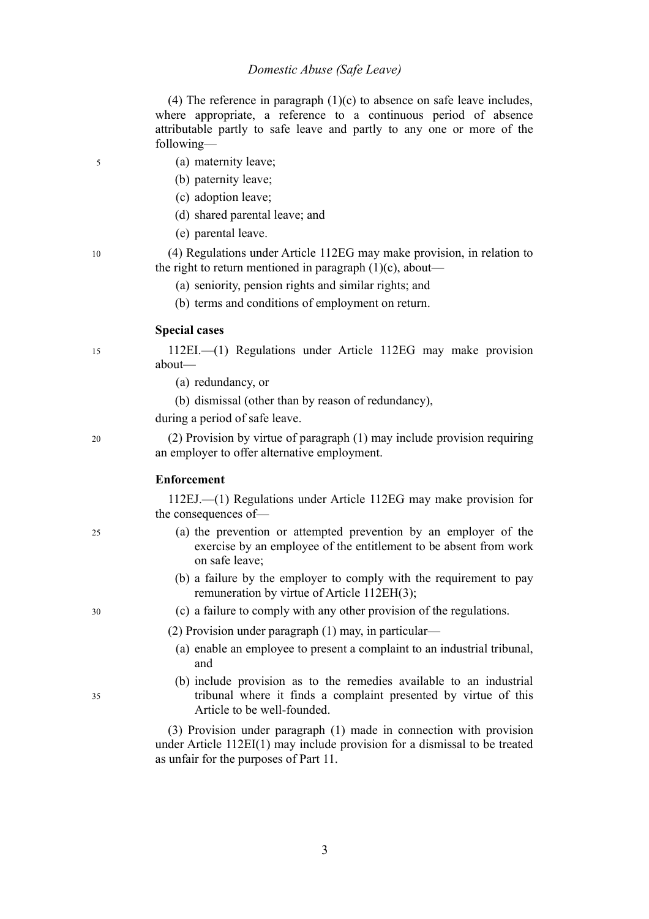(4) The reference in paragraph (1)(c) to absence on safe leave includes, where appropriate, a reference to a continuous period of absence attributable partly to safe leave and partly to any one or more of the following—

(a) maternity leave;

(b) paternity leave;

(c) adoption leave;

(d) shared parental leave; and

(e) parental leave.

(4) Regulations under Article 112EG may make provision, in relation to the right to return mentioned in paragraph (1)(c), about—

(a) seniority, pension rights and similar rights; and

(b) terms and conditions of employment on return.

**Special cases**

112EI.—(1) Regulations under Article 112EG may make provision about—

(a) redundancy, or

(b) dismissal (other than by reason of redundancy),

during a period of safe leave.

(2) Provision by virtue of paragraph (1) may include provision requiring an employer to offer alternative employment.

**Enforcement**

112EJ.—(1) Regulations under Article 112EG may make provision for the consequences of—

(a) the prevention or attempted prevention by an employer of the exercise by an employee of the entitlement to be absent from work on safe leave;

(b) a failure by the employer to comply with the requirement to pay remuneration by virtue of Article 112EH(3);

(c) a failure to comply with any other provision of the regulations.

(2) Provision under paragraph (1) may, in particular—

(a) enable an employee to present a complaint to an industrial tribunal, and

(b) include provision as to the remedies available to an industrial tribunal where it finds a complaint presented by virtue of this Article to be well-founded.

(3) Provision under paragraph (1) made in connection with provision under Article 112EI(1) may include provision for a dismissal to be treated as unfair for the purposes of Part 11.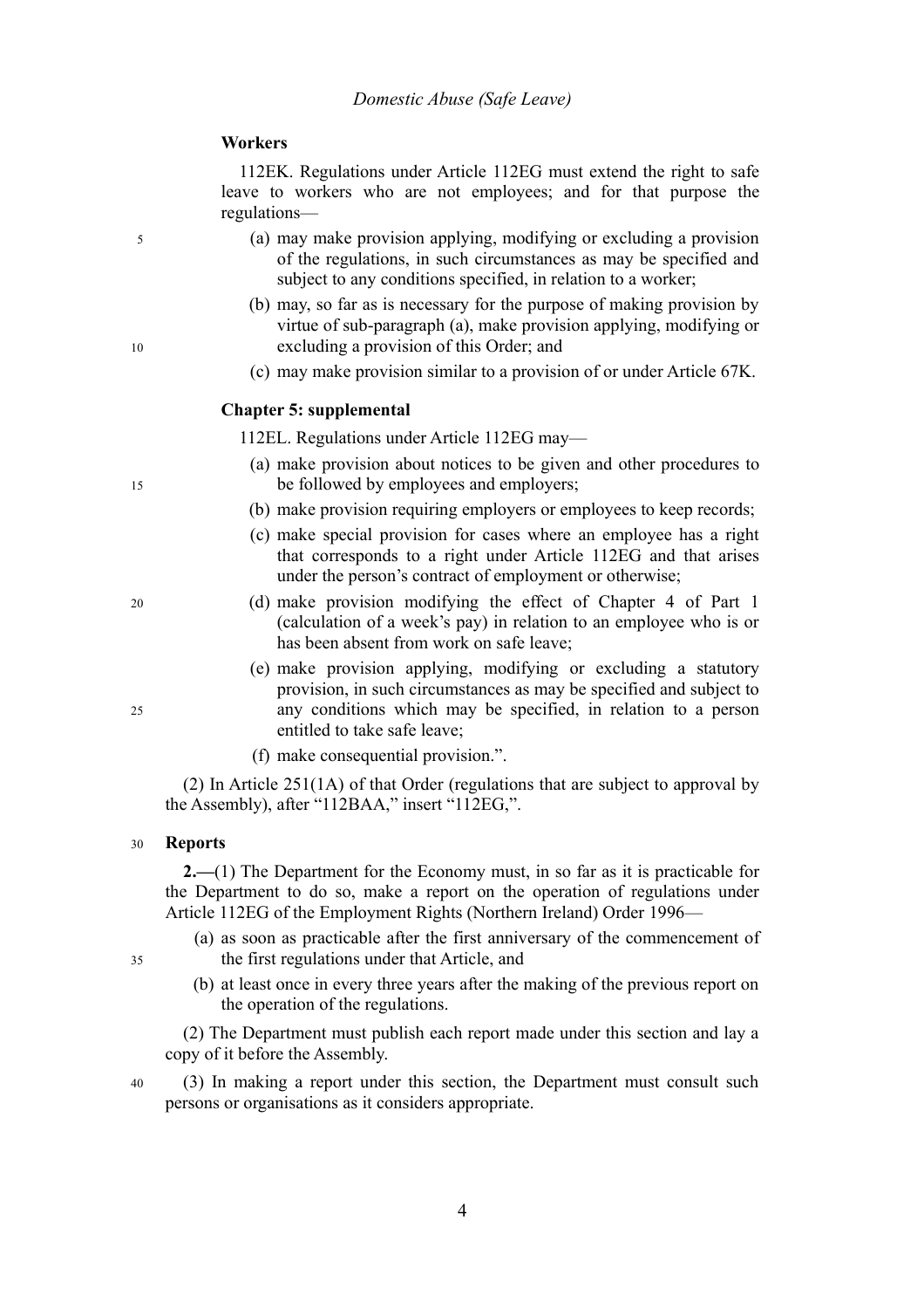**Workers**

112EK. Regulations under Article 112EG must extend the right to safe leave to workers who are not employees; and for that purpose the regulations—

(a) may make provision applying, modifying or excluding a provision of the regulations, in such circumstances as may be specified and subject to any conditions specified, in relation to a worker;

(b) may, so far as is necessary for the purpose of making provision by virtue of sub-paragraph (a), make provision applying, modifying or excluding a provision of this Order; and

(c) may make provision similar to a provision of or under Article 67K.

**Chapter 5: supplemental**

112EL. Regulations under Article 112EG may—

(a) make provision about notices to be given and other procedures to be followed by employees and employers;

(b) make provision requiring employers or employees to keep records;

(c) make special provision for cases where an employee has a right that corresponds to a right under Article 112EG and that arises under the person's contract of employment or otherwise;

(d) make provision modifying the effect of Chapter 4 of Part 1 (calculation of a week's pay) in relation to an employee who is or has been absent from work on safe leave;

(e) make provision applying, modifying or excluding a statutory provision, in such circumstances as may be specified and subject to any conditions which may be specified, in relation to a person entitled to take safe leave;

(f) make consequential provision.".

(2) In Article 251(1A) of that Order (regulations that are subject to approval by the Assembly), after "112BAA," insert "112EG,".

**Reports**

**2.**—(1) The Department for the Economy must, in so far as it is practicable for the Department to do so, make a report on the operation of regulations under Article 112EG of the Employment Rights (Northern Ireland) Order 1996—

(a) as soon as practicable after the first anniversary of the commencement of the first regulations under that Article, and

(b) at least once in every three years after the making of the previous report on the operation of the regulations.

(2) The Department must publish each report made under this section and lay a copy of it before the Assembly.

(3) In making a report under this section, the Department must consult such persons or organisations as it considers appropriate.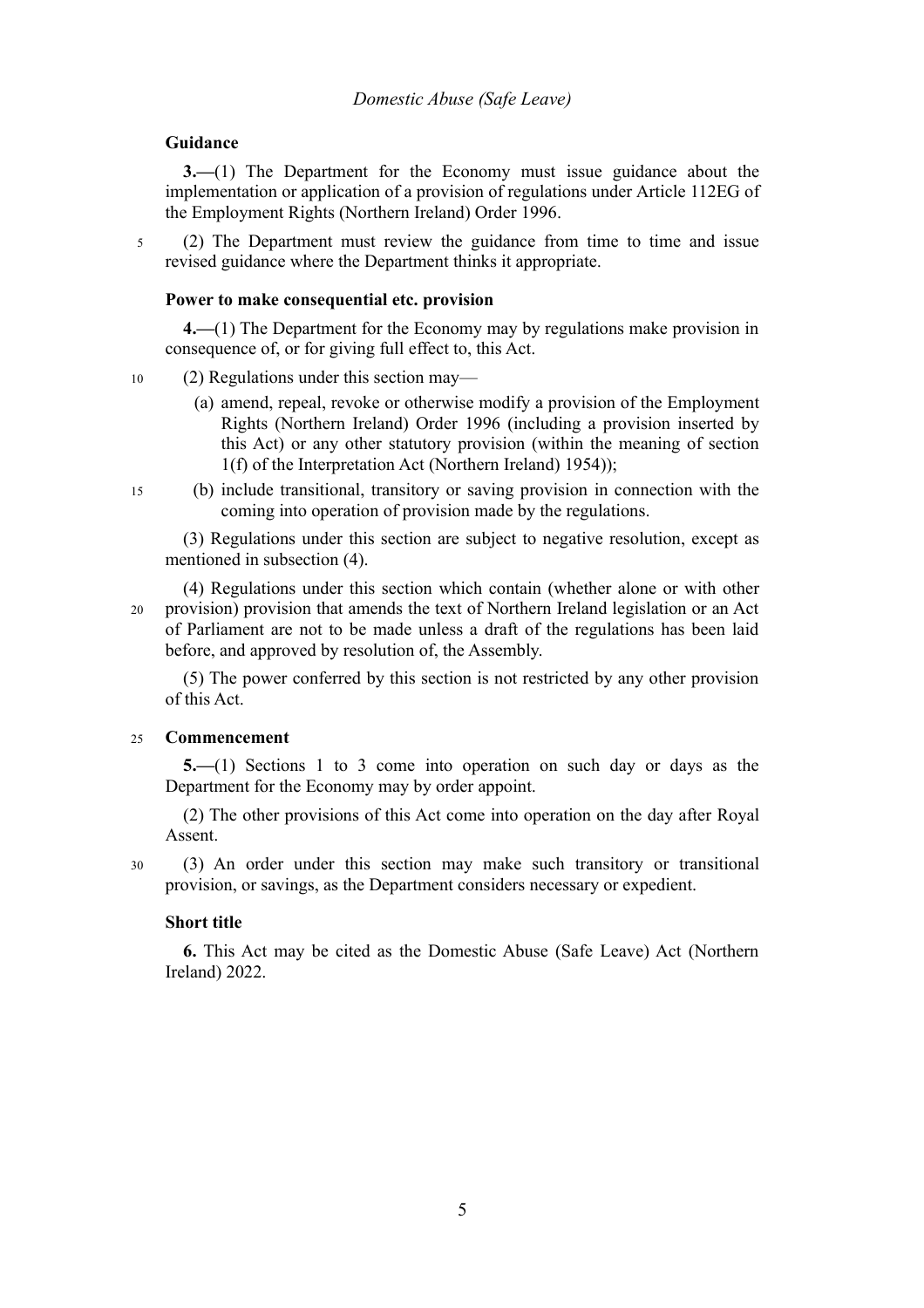### Guidance

**3.**—(1) The Department for the Economy must issue guidance about the implementation or application of a provision of regulations under Article 112EG of the Employment Rights (Northern Ireland) Order 1996.

(2) The Department must review the guidance from time to time and issue revised guidance where the Department thinks it appropriate.

### Power to make consequential etc. provision

**4.**—(1) The Department for the Economy may by regulations make provision in consequence of, or for giving full effect to, this Act.

(2) Regulations under this section may—

(a) amend, repeal, revoke or otherwise modify a provision of the Employment Rights (Northern Ireland) Order 1996 (including a provision inserted by this Act) or any other statutory provision (within the meaning of section 1(f) of the Interpretation Act (Northern Ireland) 1954));

(b) include transitional, transitory or saving provision in connection with the coming into operation of provision made by the regulations.

(3) Regulations under this section are subject to negative resolution, except as mentioned in subsection (4).

(4) Regulations under this section which contain (whether alone or with other provision) provision that amends the text of Northern Ireland legislation or an Act of Parliament are not to be made unless a draft of the regulations has been laid before, and approved by resolution of, the Assembly.

(5) The power conferred by this section is not restricted by any other provision of this Act.

### Commencement

**5.**—(1) Sections 1 to 3 come into operation on such day or days as the Department for the Economy may by order appoint.

(2) The other provisions of this Act come into operation on the day after Royal Assent.

(3) An order under this section may make such transitory or transitional provision, or savings, as the Department considers necessary or expedient.

### Short title

**6.** This Act may be cited as the Domestic Abuse (Safe Leave) Act (Northern Ireland) 2022.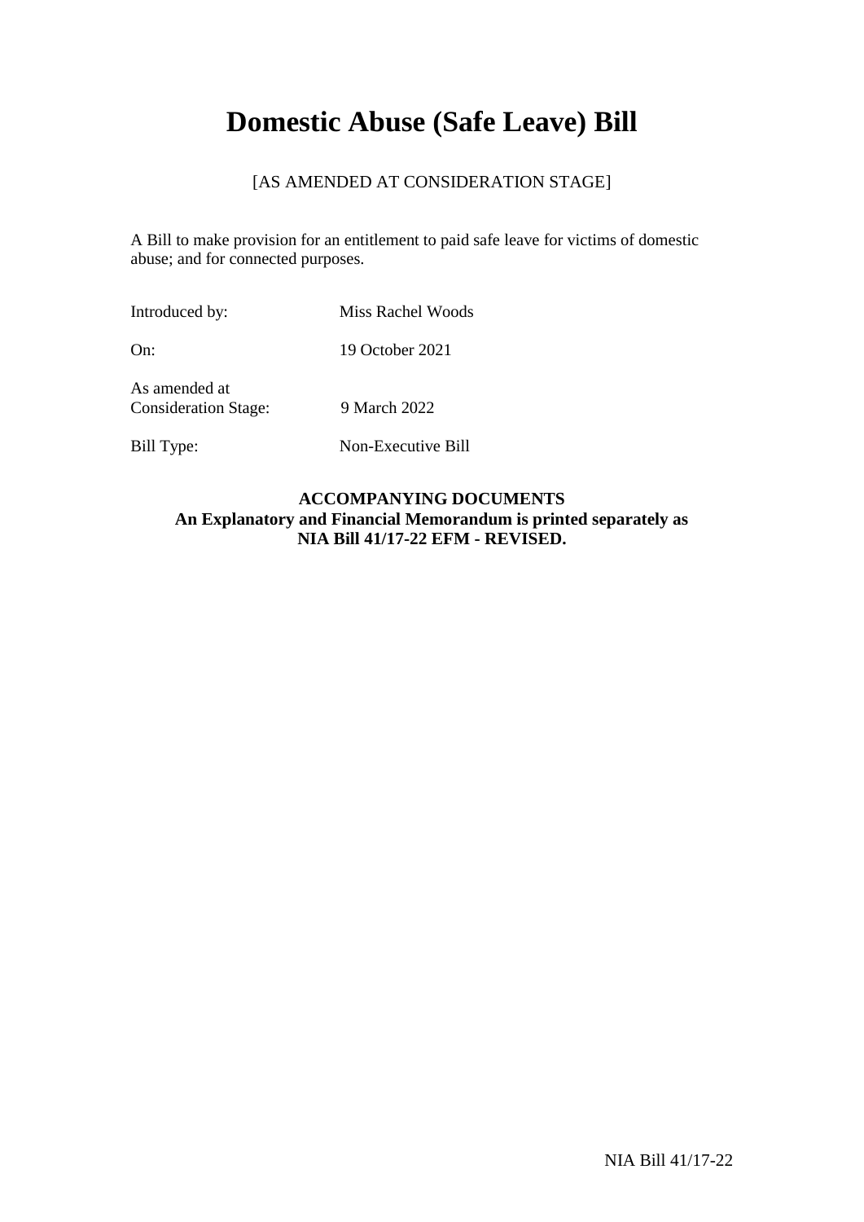# Domestic Abuse (Safe Leave) Bill

[AS AMENDED AT CONSIDERATION STAGE]

A Bill to make provision for an entitlement to paid safe leave for victims of domestic abuse; and for connected purposes.

| | |
|---|---|
| Introduced by: | Miss Rachel Woods |
| On: | 19 October 2021 |
| As amended at Consideration Stage: | 9 March 2022 |
| Bill Type: | Non-Executive Bill |

**ACCOMPANYING DOCUMENTS**
**An Explanatory and Financial Memorandum is printed separately as NIA Bill 41/17-22 EFM - REVISED.**

NIA Bill 41/17-22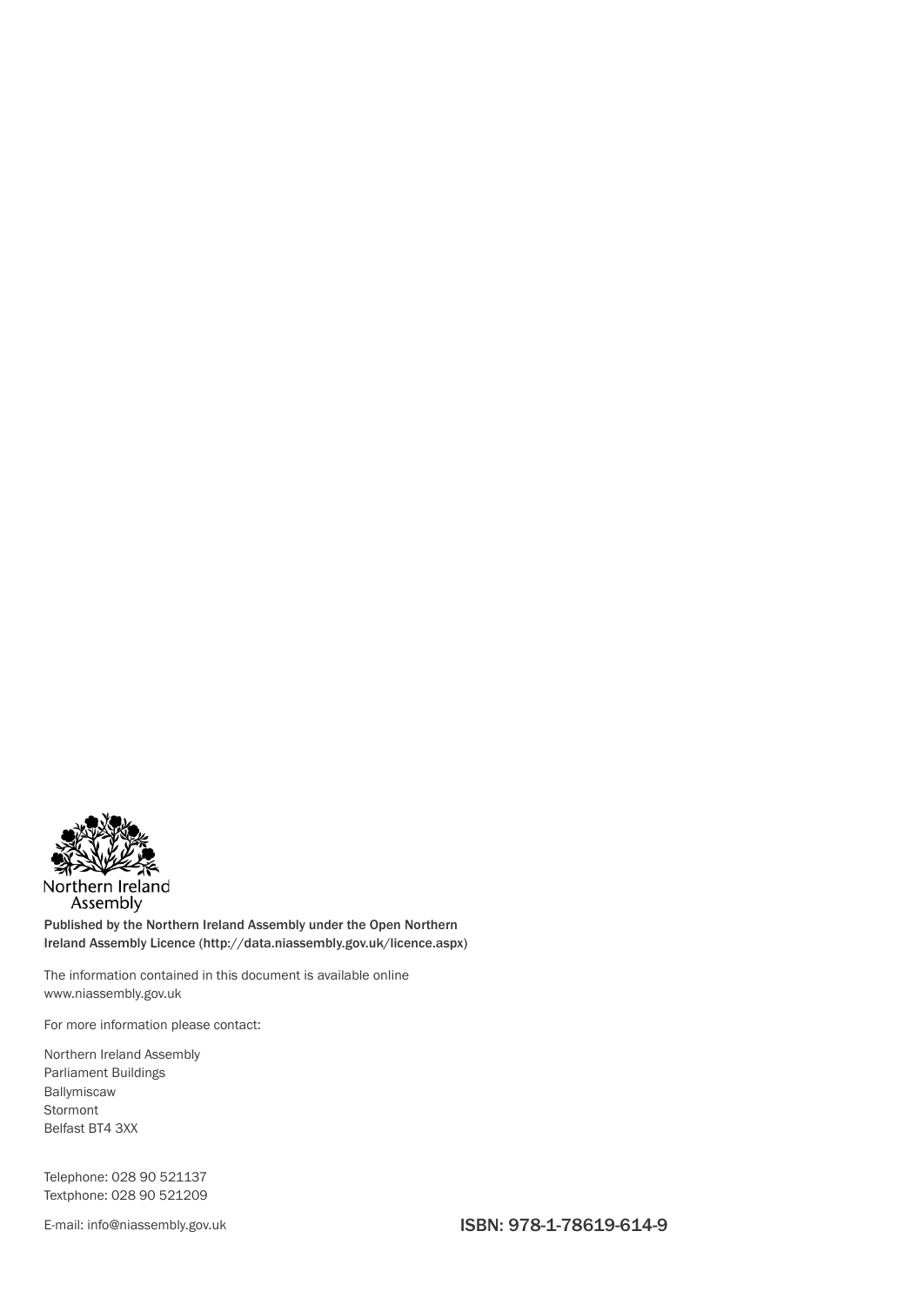Northern Ireland Assembly

Published by the Northern Ireland Assembly under the Open Northern Ireland Assembly Licence (http://data.niassembly.gov.uk/licence.aspx)

The information contained in this document is available online www.niassembly.gov.uk

For more information please contact:

Northern Ireland Assembly
Parliament Buildings
Ballymiscaw
Stormont
Belfast BT4 3XX

Telephone: 028 90 521137
Textphone: 028 90 521209

E-mail: info@niassembly.gov.uk

ISBN: 978-1-78619-614-9